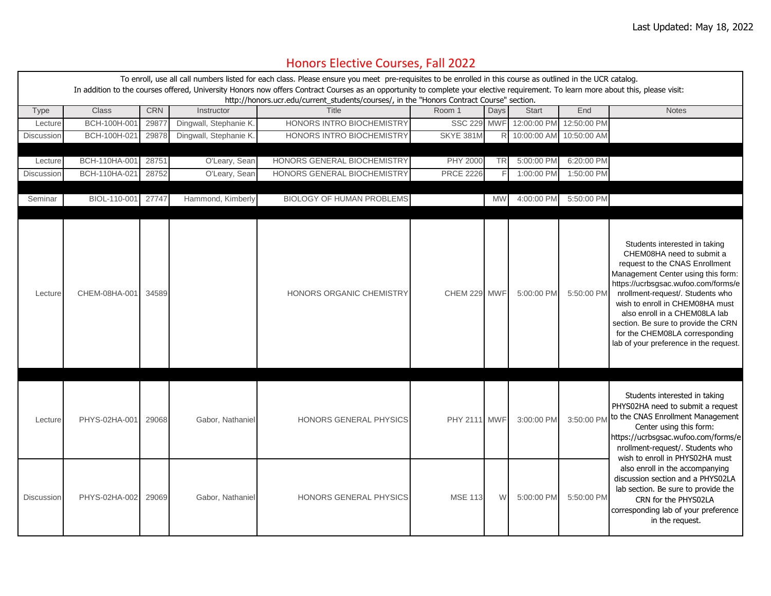Last Updated: May 18, 2022

# Honors Elective Courses, Fall 2022

To enroll, use all call numbers listed for each class. Please ensure you meet pre-requisites to be enrolled in this course as outlined in the UCR catalog.
In addition to the courses offered, University Honors now offers Contract Courses as an opportunity to complete your elective requirement. To learn more about this, please visit: http://honors.ucr.edu/current_students/courses/, in the "Honors Contract Course" section.

| Type | Class | CRN | Instructor | Title | Room 1 | Days | Start | End | Notes |
|---|---|---|---|---|---|---|---|---|---|
| Lecture | BCH-100H-001 | 29877 | Dingwall, Stephanie K. | HONORS INTRO BIOCHEMISTRY | SSC 229 | MWF | 12:00:00 PM | 12:50:00 PM | |
| Discussion | BCH-100H-021 | 29878 | Dingwall, Stephanie K. | HONORS INTRO BIOCHEMISTRY | SKYE 381M | R | 10:00:00 AM | 10:50:00 AM | |
| | | | | | | | | | |
| Lecture | BCH-110HA-001 | 28751 | O'Leary, Sean | HONORS GENERAL BIOCHEMISTRY | PHY 2000 | TR | 5:00:00 PM | 6:20:00 PM | |
| Discussion | BCH-110HA-021 | 28752 | O'Leary, Sean | HONORS GENERAL BIOCHEMISTRY | PRCE 2226 | F | 1:00:00 PM | 1:50:00 PM | |
| | | | | | | | | | |
| Seminar | BIOL-110-001 | 27747 | Hammond, Kimberly | BIOLOGY OF HUMAN PROBLEMS | | MW | 4:00:00 PM | 5:50:00 PM | |
| | | | | | | | | | |
| Lecture | CHEM-08HA-001 | 34589 | | HONORS ORGANIC CHEMISTRY | CHEM 229 | MWF | 5:00:00 PM | 5:50:00 PM | Students interested in taking CHEM08HA need to submit a request to the CNAS Enrollment Management Center using this form: https://ucrbsgsac.wufoo.com/forms/enrollment-request/. Students who wish to enroll in CHEM08HA must also enroll in a CHEM08LA lab section. Be sure to provide the CRN for the CHEM08LA corresponding lab of your preference in the request. |
| | | | | | | | | | |
| Lecture | PHYS-02HA-001 | 29068 | Gabor, Nathaniel | HONORS GENERAL PHYSICS | PHY 2111 | MWF | 3:00:00 PM | 3:50:00 PM | Students interested in taking PHYS02HA need to submit a request to the CNAS Enrollment Management Center using this form: https://ucrbsgsac.wufoo.com/forms/enrollment-request/. Students who wish to enroll in PHYS02HA must also enroll in the accompanying discussion section and a PHYS02LA lab section. Be sure to provide the CRN for the PHYS02LA corresponding lab of your preference in the request. |
| Discussion | PHYS-02HA-002 | 29069 | Gabor, Nathaniel | HONORS GENERAL PHYSICS | MSE 113 | W | 5:00:00 PM | 5:50:00 PM | |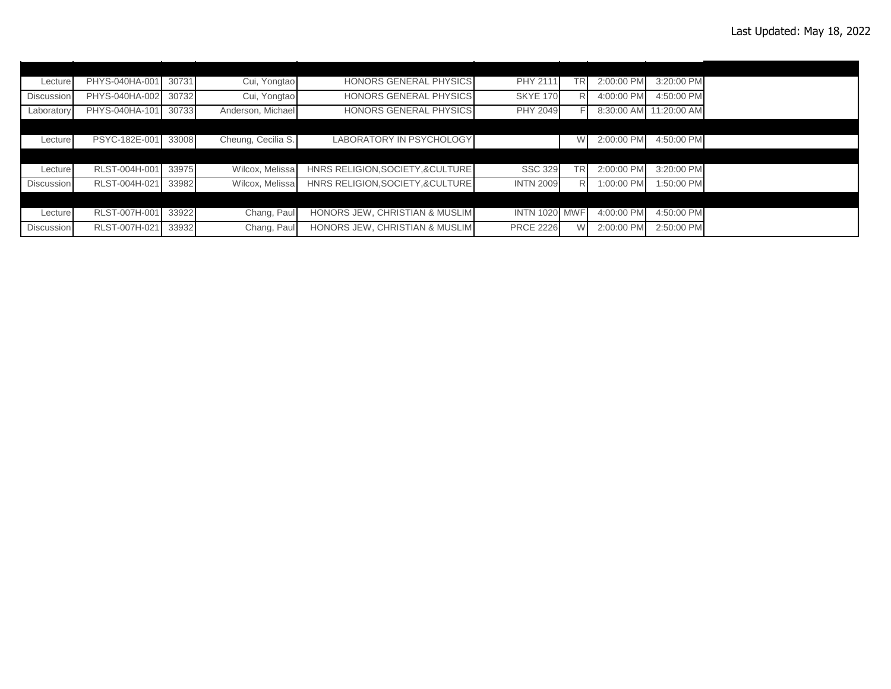Last Updated: May 18, 2022

| | | | | | | | | | |
|---|---|---|---|---|---|---|---|---|---|
| | | | | | | | | | |
| Lecture | PHYS-040HA-001 | 30731 | Cui, Yongtao | HONORS GENERAL PHYSICS | PHY 2111 | TR | 2:00:00 PM | 3:20:00 PM | |
| Discussion | PHYS-040HA-002 | 30732 | Cui, Yongtao | HONORS GENERAL PHYSICS | SKYE 170 | R | 4:00:00 PM | 4:50:00 PM | |
| Laboratory | PHYS-040HA-101 | 30733 | Anderson, Michael | HONORS GENERAL PHYSICS | PHY 2049 | F | 8:30:00 AM | 11:20:00 AM | |
| | | | | | | | | | |
| Lecture | PSYC-182E-001 | 33008 | Cheung, Cecilia S. | LABORATORY IN PSYCHOLOGY | | W | 2:00:00 PM | 4:50:00 PM | |
| | | | | | | | | | |
| Lecture | RLST-004H-001 | 33975 | Wilcox, Melissa | HNRS RELIGION,SOCIETY,&CULTURE | SSC 329 | TR | 2:00:00 PM | 3:20:00 PM | |
| Discussion | RLST-004H-021 | 33982 | Wilcox, Melissa | HNRS RELIGION,SOCIETY,&CULTURE | INTN 2009 | R | 1:00:00 PM | 1:50:00 PM | |
| | | | | | | | | | |
| Lecture | RLST-007H-001 | 33922 | Chang, Paul | HONORS JEW, CHRISTIAN & MUSLIM | INTN 1020 | MWF | 4:00:00 PM | 4:50:00 PM | |
| Discussion | RLST-007H-021 | 33932 | Chang, Paul | HONORS JEW, CHRISTIAN & MUSLIM | PRCE 2226 | W | 2:00:00 PM | 2:50:00 PM | |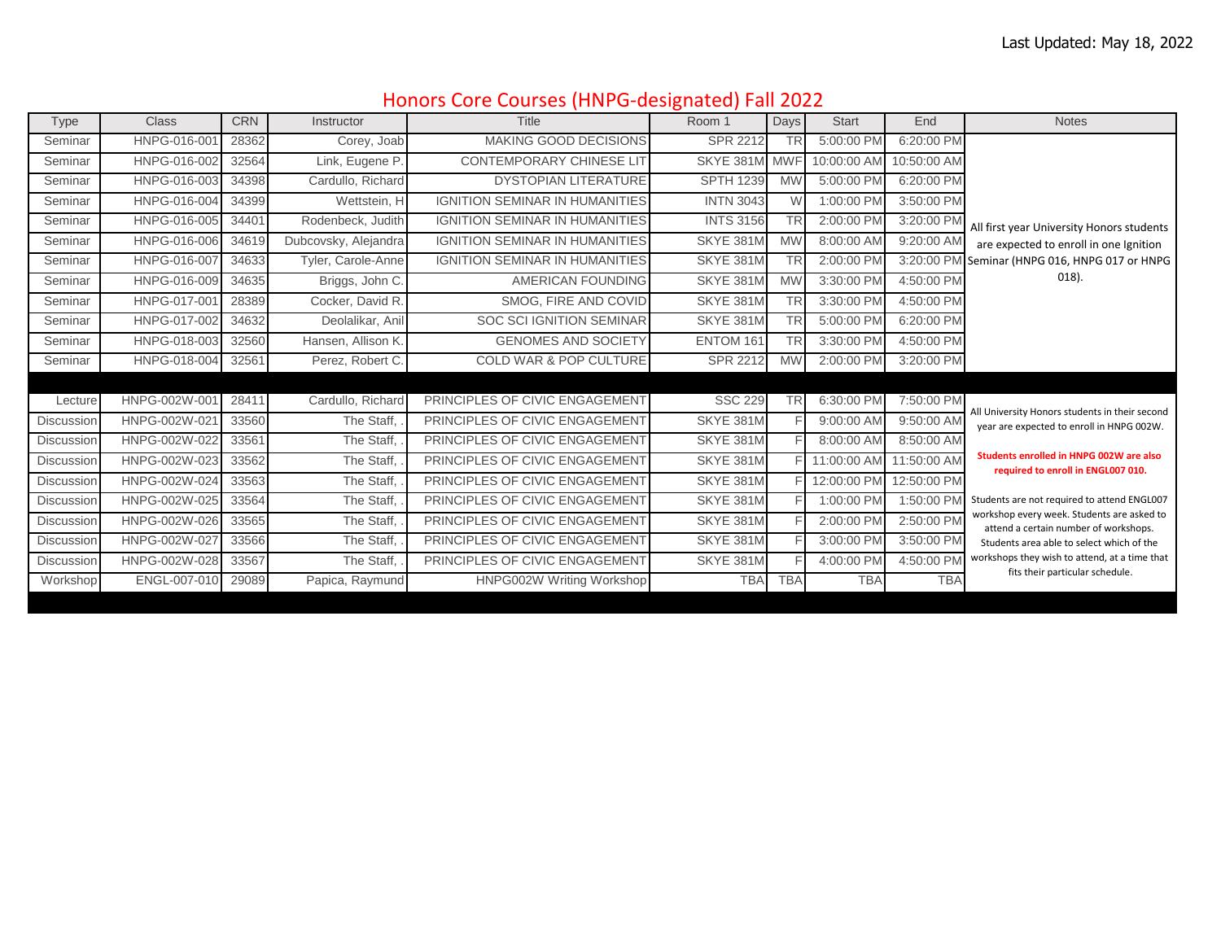Last Updated: May 18, 2022

# Honors Core Courses (HNPG-designated) Fall 2022

| Type | Class | CRN | Instructor | Title | Room 1 | Days | Start | End | Notes |
|---|---|---|---|---|---|---|---|---|---|
| Seminar | HNPG-016-001 | 28362 | Corey, Joab | MAKING GOOD DECISIONS | SPR 2212 | TR | 5:00:00 PM | 6:20:00 PM | All first year University Honors students are expected to enroll in one Ignition Seminar (HNPG 016, HNPG 017 or HNPG 018). |
| Seminar | HNPG-016-002 | 32564 | Link, Eugene P. | CONTEMPORARY CHINESE LIT | SKYE 381M | MWF | 10:00:00 AM | 10:50:00 AM | |
| Seminar | HNPG-016-003 | 34398 | Cardullo, Richard | DYSTOPIAN LITERATURE | SPTH 1239 | MW | 5:00:00 PM | 6:20:00 PM | |
| Seminar | HNPG-016-004 | 34399 | Wettstein, H | IGNITION SEMINAR IN HUMANITIES | INTN 3043 | W | 1:00:00 PM | 3:50:00 PM | |
| Seminar | HNPG-016-005 | 34401 | Rodenbeck, Judith | IGNITION SEMINAR IN HUMANITIES | INTS 3156 | TR | 2:00:00 PM | 3:20:00 PM | |
| Seminar | HNPG-016-006 | 34619 | Dubcovsky, Alejandra | IGNITION SEMINAR IN HUMANITIES | SKYE 381M | MW | 8:00:00 AM | 9:20:00 AM | |
| Seminar | HNPG-016-007 | 34633 | Tyler, Carole-Anne | IGNITION SEMINAR IN HUMANITIES | SKYE 381M | TR | 2:00:00 PM | 3:20:00 PM | |
| Seminar | HNPG-016-009 | 34635 | Briggs, John C. | AMERICAN FOUNDING | SKYE 381M | MW | 3:30:00 PM | 4:50:00 PM | |
| Seminar | HNPG-017-001 | 28389 | Cocker, David R. | SMOG, FIRE AND COVID | SKYE 381M | TR | 3:30:00 PM | 4:50:00 PM | |
| Seminar | HNPG-017-002 | 34632 | Deolalikar, Anil | SOC SCI IGNITION SEMINAR | SKYE 381M | TR | 5:00:00 PM | 6:20:00 PM | |
| Seminar | HNPG-018-003 | 32560 | Hansen, Allison K. | GENOMES AND SOCIETY | ENTOM 161 | TR | 3:30:00 PM | 4:50:00 PM | |
| Seminar | HNPG-018-004 | 32561 | Perez, Robert C. | COLD WAR & POP CULTURE | SPR 2212 | MW | 2:00:00 PM | 3:20:00 PM | |
| | | | | | | | | | |
| Lecture | HNPG-002W-001 | 28411 | Cardullo, Richard | PRINCIPLES OF CIVIC ENGAGEMENT | SSC 229 | TR | 6:30:00 PM | 7:50:00 PM | All University Honors students in their second year are expected to enroll in HNPG 002W. **Students enrolled in HNPG 002W are also required to enroll in ENGL007 010.** Students are not required to attend ENGL007 workshop every week. Students are asked to attend a certain number of workshops. Students area able to select which of the workshops they wish to attend, at a time that fits their particular schedule. |
| Discussion | HNPG-002W-021 | 33560 | The Staff, . | PRINCIPLES OF CIVIC ENGAGEMENT | SKYE 381M | F | 9:00:00 AM | 9:50:00 AM | |
| Discussion | HNPG-002W-022 | 33561 | The Staff, . | PRINCIPLES OF CIVIC ENGAGEMENT | SKYE 381M | F | 8:00:00 AM | 8:50:00 AM | |
| Discussion | HNPG-002W-023 | 33562 | The Staff, . | PRINCIPLES OF CIVIC ENGAGEMENT | SKYE 381M | F | 11:00:00 AM | 11:50:00 AM | |
| Discussion | HNPG-002W-024 | 33563 | The Staff, . | PRINCIPLES OF CIVIC ENGAGEMENT | SKYE 381M | F | 12:00:00 PM | 12:50:00 PM | |
| Discussion | HNPG-002W-025 | 33564 | The Staff, . | PRINCIPLES OF CIVIC ENGAGEMENT | SKYE 381M | F | 1:00:00 PM | 1:50:00 PM | |
| Discussion | HNPG-002W-026 | 33565 | The Staff, . | PRINCIPLES OF CIVIC ENGAGEMENT | SKYE 381M | F | 2:00:00 PM | 2:50:00 PM | |
| Discussion | HNPG-002W-027 | 33566 | The Staff, . | PRINCIPLES OF CIVIC ENGAGEMENT | SKYE 381M | F | 3:00:00 PM | 3:50:00 PM | |
| Discussion | HNPG-002W-028 | 33567 | The Staff, . | PRINCIPLES OF CIVIC ENGAGEMENT | SKYE 381M | F | 4:00:00 PM | 4:50:00 PM | |
| Workshop | ENGL-007-010 | 29089 | Papica, Raymund | HNPG002W Writing Workshop | TBA | TBA | TBA | TBA | |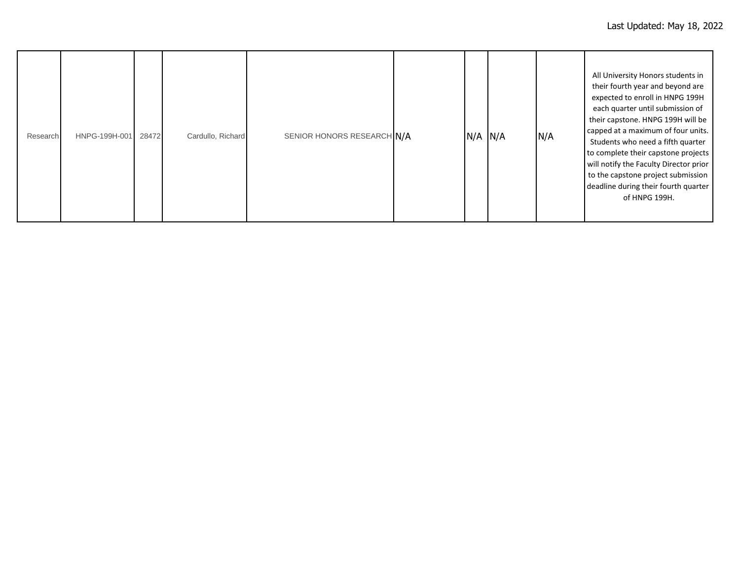Last Updated: May 18, 2022

| | | | | | | | | | |
|---|---|---|---|---|---|---|---|---|---|
| Research | HNPG-199H-001 | 28472 | Cardullo, Richard | SENIOR HONORS RESEARCH | N/A | N/A | N/A | N/A | All University Honors students in their fourth year and beyond are expected to enroll in HNPG 199H each quarter until submission of their capstone. HNPG 199H will be capped at a maximum of four units. Students who need a fifth quarter to complete their capstone projects will notify the Faculty Director prior to the capstone project submission deadline during their fourth quarter of HNPG 199H. |